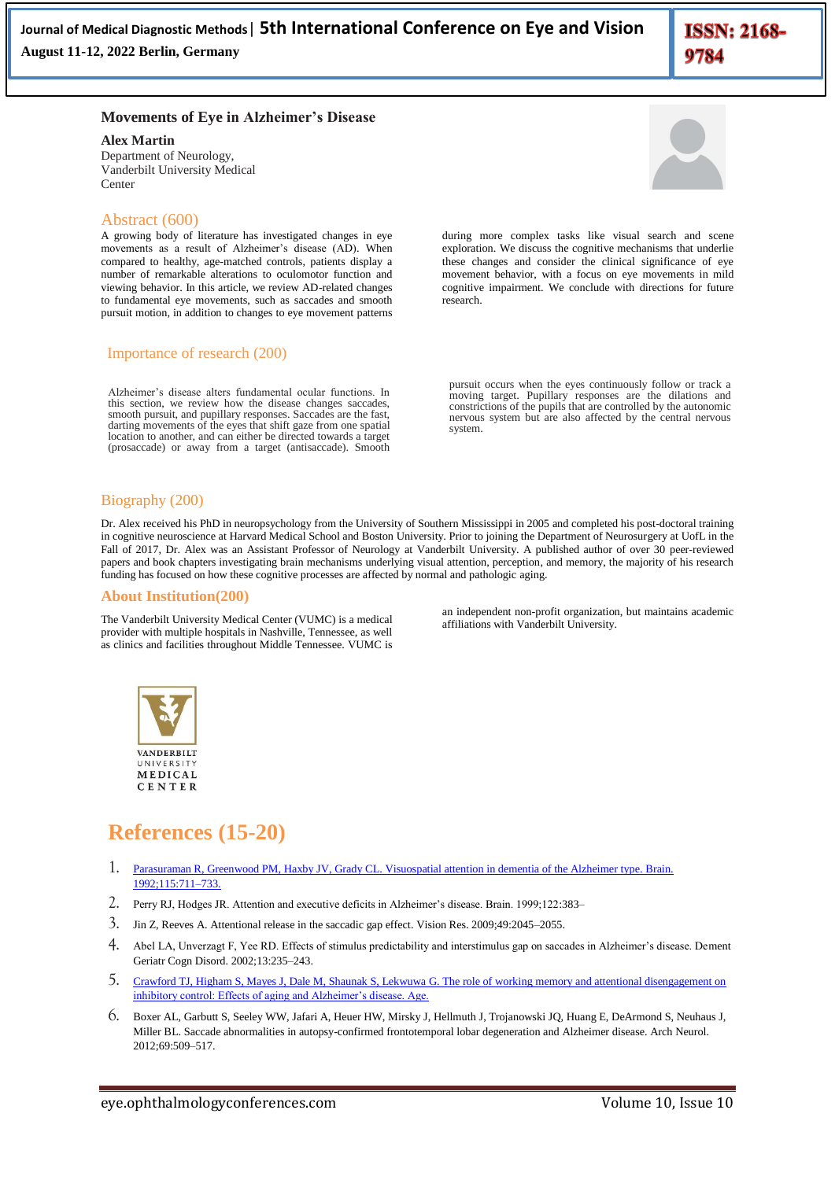# Movements of Eye in Alzheimer's Disease

**Alex Martin**
Department of Neurology, Vanderbilt University Medical Center

## Abstract (600)

A growing body of literature has investigated changes in eye movements as a result of Alzheimer's disease (AD). When compared to healthy, age-matched controls, patients display a number of remarkable alterations to oculomotor function and viewing behavior. In this article, we review AD-related changes to fundamental eye movements, such as saccades and smooth pursuit motion, in addition to changes to eye movement patterns during more complex tasks like visual search and scene exploration. We discuss the cognitive mechanisms that underlie these changes and consider the clinical significance of eye movement behavior, with a focus on eye movements in mild cognitive impairment. We conclude with directions for future research.

## Importance of research (200)

Alzheimer's disease alters fundamental ocular functions. In this section, we review how the disease changes saccades, smooth pursuit, and pupillary responses. Saccades are the fast, darting movements of the eyes that shift gaze from one spatial location to another, and can either be directed towards a target (prosaccade) or away from a target (antisaccade). Smooth pursuit occurs when the eyes continuously follow or track a moving target. Pupillary responses are the dilations and constrictions of the pupils that are controlled by the autonomic nervous system but are also affected by the central nervous system.

## Biography (200)

Dr. Alex received his PhD in neuropsychology from the University of Southern Mississippi in 2005 and completed his post-doctoral training in cognitive neuroscience at Harvard Medical School and Boston University. Prior to joining the Department of Neurosurgery at UofL in the Fall of 2017, Dr. Alex was an Assistant Professor of Neurology at Vanderbilt University. A published author of over 30 peer-reviewed papers and book chapters investigating brain mechanisms underlying visual attention, perception, and memory, the majority of his research funding has focused on how these cognitive processes are affected by normal and pathologic aging.

## About Institution(200)

The Vanderbilt University Medical Center (VUMC) is a medical provider with multiple hospitals in Nashville, Tennessee, as well as clinics and facilities throughout Middle Tennessee. VUMC is an independent non-profit organization, but maintains academic affiliations with Vanderbilt University.

VANDERBILT UNIVERSITY MEDICAL CENTER

## References (15-20)

1. Parasuraman R, Greenwood PM, Haxby JV, Grady CL. Visuospatial attention in dementia of the Alzheimer type. Brain. 1992;115:711–733.
2. Perry RJ, Hodges JR. Attention and executive deficits in Alzheimer's disease. Brain. 1999;122:383–
3. Jin Z, Reeves A. Attentional release in the saccadic gap effect. Vision Res. 2009;49:2045–2055.
4. Abel LA, Unverzagt F, Yee RD. Effects of stimulus predictability and interstimulus gap on saccades in Alzheimer's disease. Dement Geriatr Cogn Disord. 2002;13:235–243.
5. Crawford TJ, Higham S, Mayes J, Dale M, Shaunak S, Lekwuwa G. The role of working memory and attentional disengagement on inhibitory control: Effects of aging and Alzheimer's disease. Age.
6. Boxer AL, Garbutt S, Seeley WW, Jafari A, Heuer HW, Mirsky J, Hellmuth J, Trojanowski JQ, Huang E, DeArmond S, Neuhaus J, Miller BL. Saccade abnormalities in autopsy-confirmed frontotemporal lobar degeneration and Alzheimer disease. Arch Neurol. 2012;69:509–517.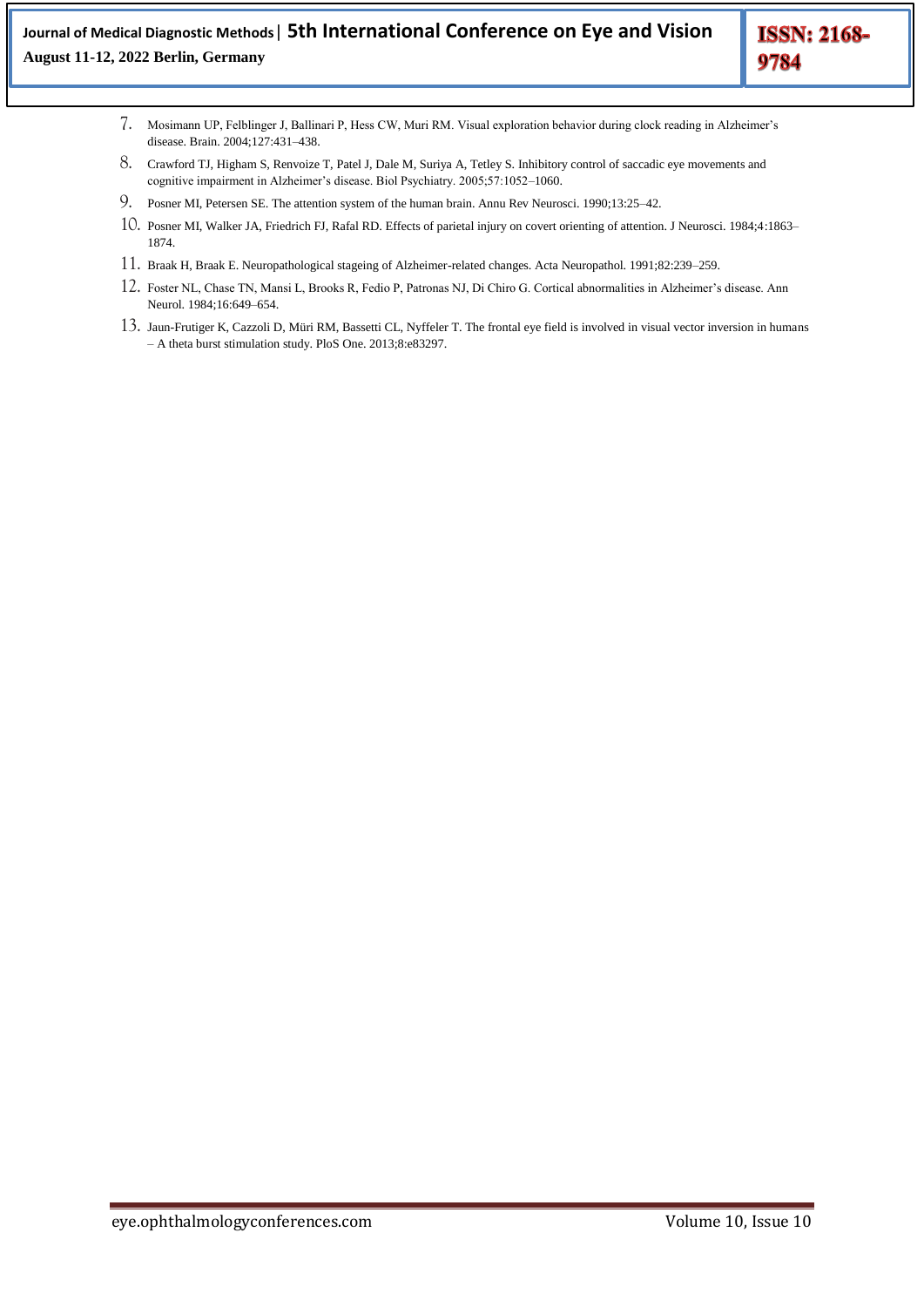7. Mosimann UP, Felblinger J, Ballinari P, Hess CW, Muri RM. Visual exploration behavior during clock reading in Alzheimer's disease. Brain. 2004;127:431–438.
8. Crawford TJ, Higham S, Renvoize T, Patel J, Dale M, Suriya A, Tetley S. Inhibitory control of saccadic eye movements and cognitive impairment in Alzheimer's disease. Biol Psychiatry. 2005;57:1052–1060.
9. Posner MI, Petersen SE. The attention system of the human brain. Annu Rev Neurosci. 1990;13:25–42.
10. Posner MI, Walker JA, Friedrich FJ, Rafal RD. Effects of parietal injury on covert orienting of attention. J Neurosci. 1984;4:1863–1874.
11. Braak H, Braak E. Neuropathological stageing of Alzheimer-related changes. Acta Neuropathol. 1991;82:239–259.
12. Foster NL, Chase TN, Mansi L, Brooks R, Fedio P, Patronas NJ, Di Chiro G. Cortical abnormalities in Alzheimer's disease. Ann Neurol. 1984;16:649–654.
13. Jaun-Frutiger K, Cazzoli D, Müri RM, Bassetti CL, Nyffeler T. The frontal eye field is involved in visual vector inversion in humans – A theta burst stimulation study. PloS One. 2013;8:e83297.